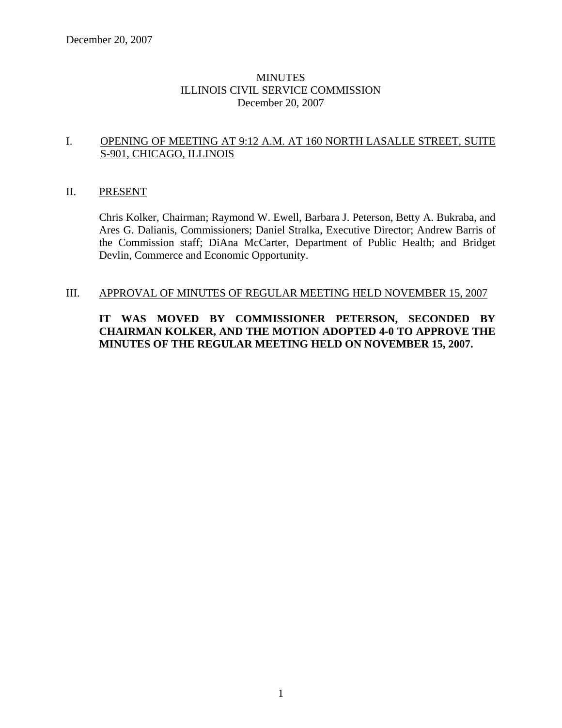December 20, 2007

# MINUTES
# ILLINOIS CIVIL SERVICE COMMISSION
# December 20, 2007

## I. OPENING OF MEETING AT 9:12 A.M. AT 160 NORTH LASALLE STREET, SUITE S-901, CHICAGO, ILLINOIS

## II. PRESENT

Chris Kolker, Chairman; Raymond W. Ewell, Barbara J. Peterson, Betty A. Bukraba, and Ares G. Dalianis, Commissioners; Daniel Stralka, Executive Director; Andrew Barris of the Commission staff; DiAna McCarter, Department of Public Health; and Bridget Devlin, Commerce and Economic Opportunity.

## III. APPROVAL OF MINUTES OF REGULAR MEETING HELD NOVEMBER 15, 2007

**IT WAS MOVED BY COMMISSIONER PETERSON, SECONDED BY CHAIRMAN KOLKER, AND THE MOTION ADOPTED 4-0 TO APPROVE THE MINUTES OF THE REGULAR MEETING HELD ON NOVEMBER 15, 2007.**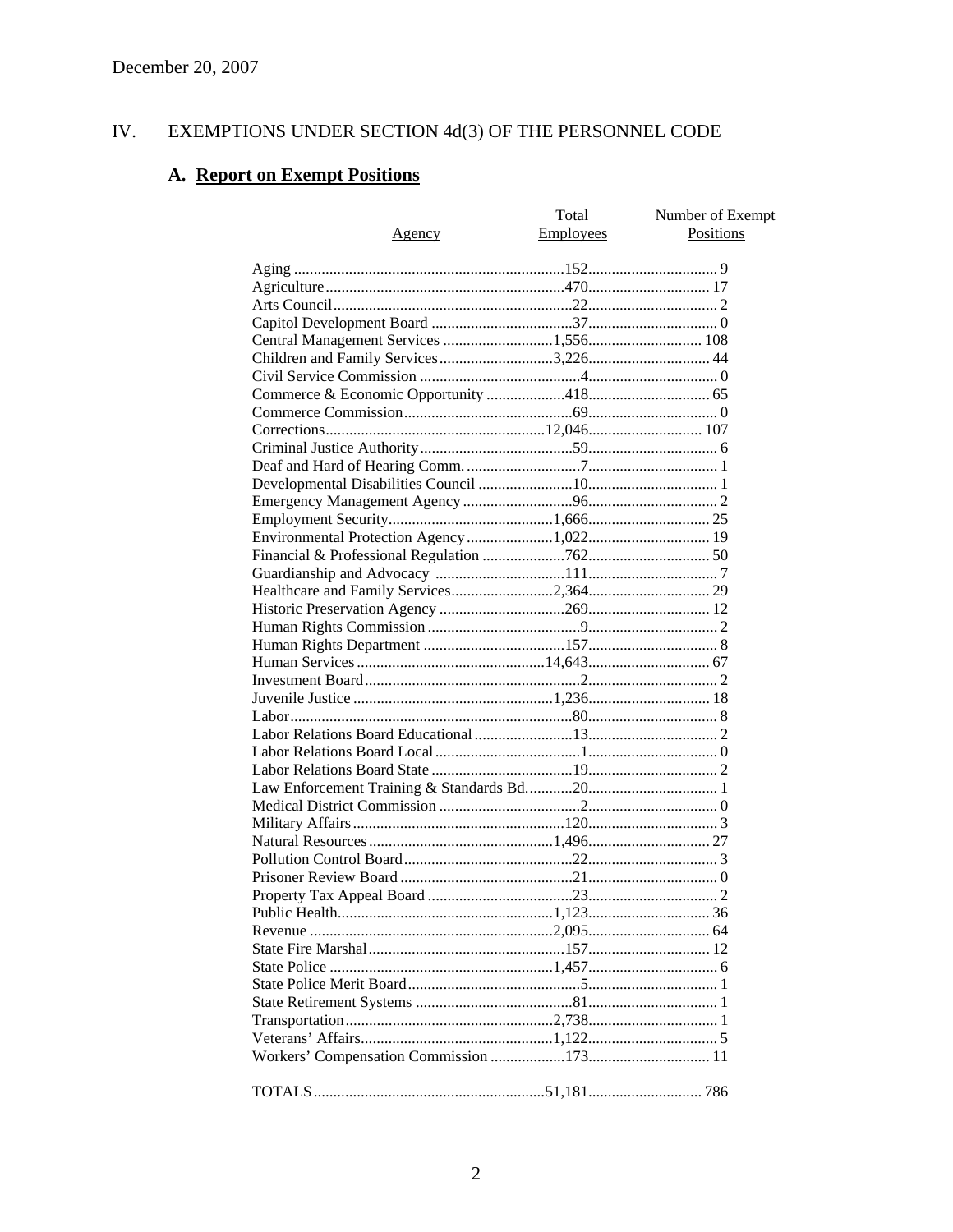December 20, 2007

## IV. EXEMPTIONS UNDER SECTION 4d(3) OF THE PERSONNEL CODE

### A. Report on Exempt Positions

| Agency | Total Employees | Number of Exempt Positions |
|---|---|---|
| Aging | 152 | 9 |
| Agriculture | 470 | 17 |
| Arts Council | 22 | 2 |
| Capitol Development Board | 37 | 0 |
| Central Management Services | 1,556 | 108 |
| Children and Family Services | 3,226 | 44 |
| Civil Service Commission | 4 | 0 |
| Commerce & Economic Opportunity | 418 | 65 |
| Commerce Commission | 69 | 0 |
| Corrections | 12,046 | 107 |
| Criminal Justice Authority | 59 | 6 |
| Deaf and Hard of Hearing Comm. | 7 | 1 |
| Developmental Disabilities Council | 10 | 1 |
| Emergency Management Agency | 96 | 2 |
| Employment Security | 1,666 | 25 |
| Environmental Protection Agency | 1,022 | 19 |
| Financial & Professional Regulation | 762 | 50 |
| Guardianship and Advocacy | 111 | 7 |
| Healthcare and Family Services | 2,364 | 29 |
| Historic Preservation Agency | 269 | 12 |
| Human Rights Commission | 9 | 2 |
| Human Rights Department | 157 | 8 |
| Human Services | 14,643 | 67 |
| Investment Board | 2 | 2 |
| Juvenile Justice | 1,236 | 18 |
| Labor | 80 | 8 |
| Labor Relations Board Educational | 13 | 2 |
| Labor Relations Board Local | 1 | 0 |
| Labor Relations Board State | 19 | 2 |
| Law Enforcement Training & Standards Bd. | 20 | 1 |
| Medical District Commission | 2 | 0 |
| Military Affairs | 120 | 3 |
| Natural Resources | 1,496 | 27 |
| Pollution Control Board | 22 | 3 |
| Prisoner Review Board | 21 | 0 |
| Property Tax Appeal Board | 23 | 2 |
| Public Health | 1,123 | 36 |
| Revenue | 2,095 | 64 |
| State Fire Marshal | 157 | 12 |
| State Police | 1,457 | 6 |
| State Police Merit Board | 5 | 1 |
| State Retirement Systems | 81 | 1 |
| Transportation | 2,738 | 1 |
| Veterans' Affairs | 1,122 | 5 |
| Workers' Compensation Commission | 173 | 11 |
| TOTALS | 51,181 | 786 |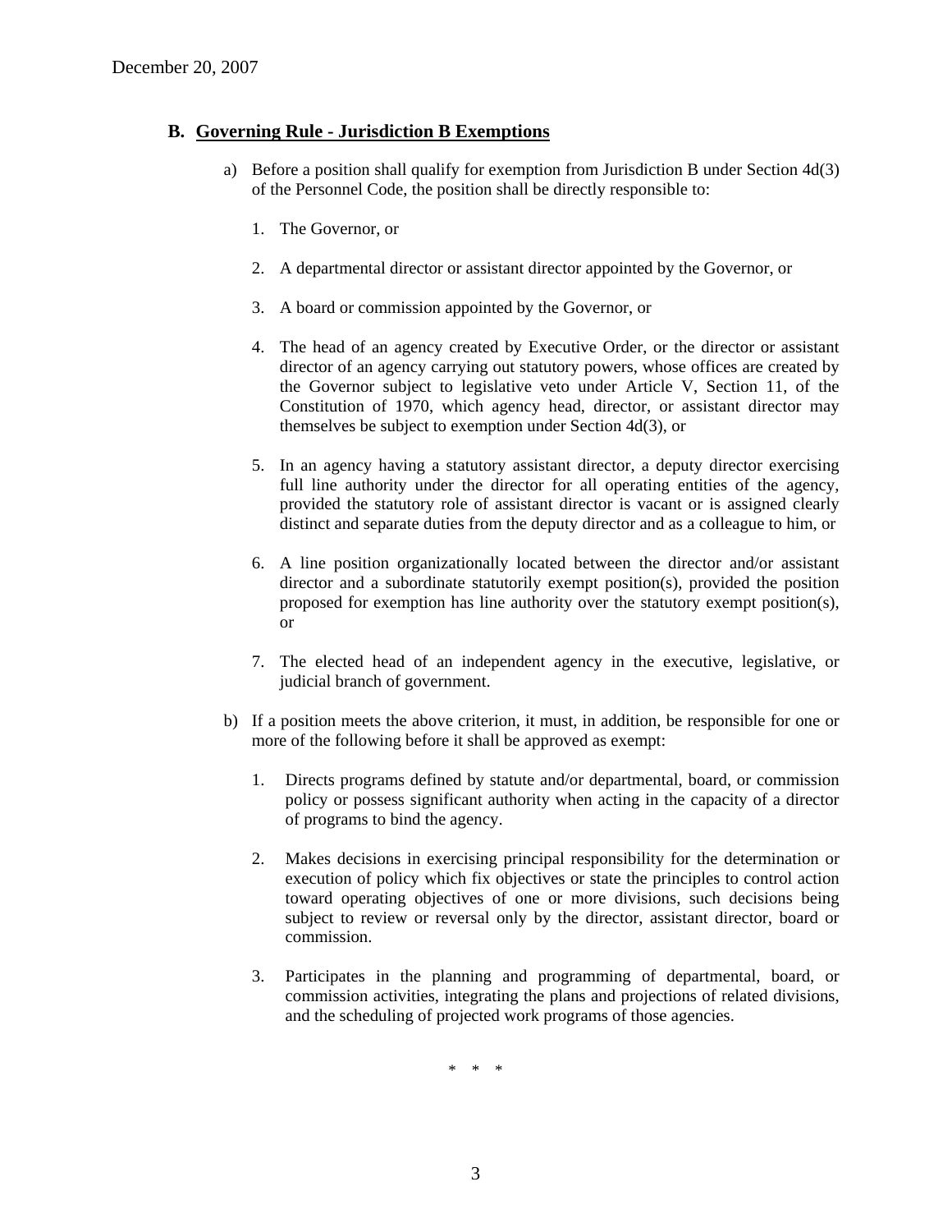## B. Governing Rule - Jurisdiction B Exemptions

a) Before a position shall qualify for exemption from Jurisdiction B under Section 4d(3) of the Personnel Code, the position shall be directly responsible to:

1. The Governor, or

2. A departmental director or assistant director appointed by the Governor, or

3. A board or commission appointed by the Governor, or

4. The head of an agency created by Executive Order, or the director or assistant director of an agency carrying out statutory powers, whose offices are created by the Governor subject to legislative veto under Article V, Section 11, of the Constitution of 1970, which agency head, director, or assistant director may themselves be subject to exemption under Section 4d(3), or

5. In an agency having a statutory assistant director, a deputy director exercising full line authority under the director for all operating entities of the agency, provided the statutory role of assistant director is vacant or is assigned clearly distinct and separate duties from the deputy director and as a colleague to him, or

6. A line position organizationally located between the director and/or assistant director and a subordinate statutorily exempt position(s), provided the position proposed for exemption has line authority over the statutory exempt position(s), or

7. The elected head of an independent agency in the executive, legislative, or judicial branch of government.

b) If a position meets the above criterion, it must, in addition, be responsible for one or more of the following before it shall be approved as exempt:

1. Directs programs defined by statute and/or departmental, board, or commission policy or possess significant authority when acting in the capacity of a director of programs to bind the agency.

2. Makes decisions in exercising principal responsibility for the determination or execution of policy which fix objectives or state the principles to control action toward operating objectives of one or more divisions, such decisions being subject to review or reversal only by the director, assistant director, board or commission.

3. Participates in the planning and programming of departmental, board, or commission activities, integrating the plans and projections of related divisions, and the scheduling of projected work programs of those agencies.

\* \* \*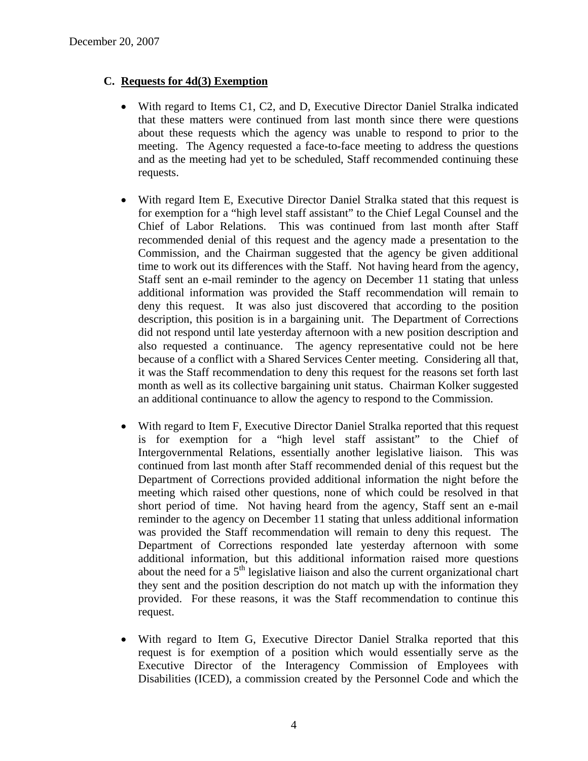December 20, 2007

### C. Requests for 4d(3) Exemption

- With regard to Items C1, C2, and D, Executive Director Daniel Stralka indicated that these matters were continued from last month since there were questions about these requests which the agency was unable to respond to prior to the meeting. The Agency requested a face-to-face meeting to address the questions and as the meeting had yet to be scheduled, Staff recommended continuing these requests.

- With regard Item E, Executive Director Daniel Stralka stated that this request is for exemption for a "high level staff assistant" to the Chief Legal Counsel and the Chief of Labor Relations. This was continued from last month after Staff recommended denial of this request and the agency made a presentation to the Commission, and the Chairman suggested that the agency be given additional time to work out its differences with the Staff. Not having heard from the agency, Staff sent an e-mail reminder to the agency on December 11 stating that unless additional information was provided the Staff recommendation will remain to deny this request. It was also just discovered that according to the position description, this position is in a bargaining unit. The Department of Corrections did not respond until late yesterday afternoon with a new position description and also requested a continuance. The agency representative could not be here because of a conflict with a Shared Services Center meeting. Considering all that, it was the Staff recommendation to deny this request for the reasons set forth last month as well as its collective bargaining unit status. Chairman Kolker suggested an additional continuance to allow the agency to respond to the Commission.

- With regard to Item F, Executive Director Daniel Stralka reported that this request is for exemption for a "high level staff assistant" to the Chief of Intergovernmental Relations, essentially another legislative liaison. This was continued from last month after Staff recommended denial of this request but the Department of Corrections provided additional information the night before the meeting which raised other questions, none of which could be resolved in that short period of time. Not having heard from the agency, Staff sent an e-mail reminder to the agency on December 11 stating that unless additional information was provided the Staff recommendation will remain to deny this request. The Department of Corrections responded late yesterday afternoon with some additional information, but this additional information raised more questions about the need for a 5th legislative liaison and also the current organizational chart they sent and the position description do not match up with the information they provided. For these reasons, it was the Staff recommendation to continue this request.

- With regard to Item G, Executive Director Daniel Stralka reported that this request is for exemption of a position which would essentially serve as the Executive Director of the Interagency Commission of Employees with Disabilities (ICED), a commission created by the Personnel Code and which the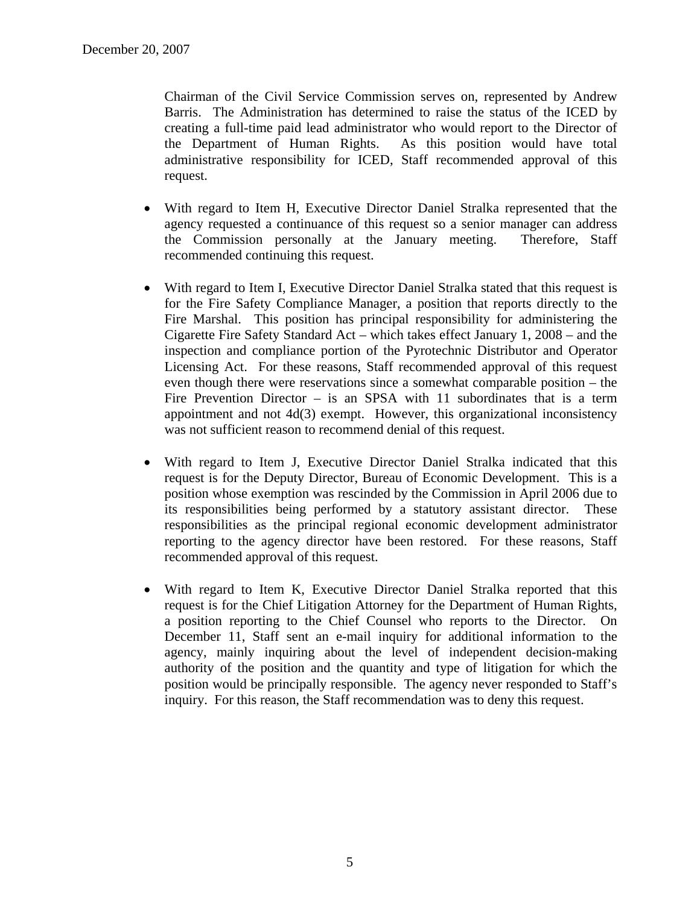Chairman of the Civil Service Commission serves on, represented by Andrew Barris. The Administration has determined to raise the status of the ICED by creating a full-time paid lead administrator who would report to the Director of the Department of Human Rights. As this position would have total administrative responsibility for ICED, Staff recommended approval of this request.

- With regard to Item H, Executive Director Daniel Stralka represented that the agency requested a continuance of this request so a senior manager can address the Commission personally at the January meeting. Therefore, Staff recommended continuing this request.

- With regard to Item I, Executive Director Daniel Stralka stated that this request is for the Fire Safety Compliance Manager, a position that reports directly to the Fire Marshal. This position has principal responsibility for administering the Cigarette Fire Safety Standard Act – which takes effect January 1, 2008 – and the inspection and compliance portion of the Pyrotechnic Distributor and Operator Licensing Act. For these reasons, Staff recommended approval of this request even though there were reservations since a somewhat comparable position – the Fire Prevention Director – is an SPSA with 11 subordinates that is a term appointment and not 4d(3) exempt. However, this organizational inconsistency was not sufficient reason to recommend denial of this request.

- With regard to Item J, Executive Director Daniel Stralka indicated that this request is for the Deputy Director, Bureau of Economic Development. This is a position whose exemption was rescinded by the Commission in April 2006 due to its responsibilities being performed by a statutory assistant director. These responsibilities as the principal regional economic development administrator reporting to the agency director have been restored. For these reasons, Staff recommended approval of this request.

- With regard to Item K, Executive Director Daniel Stralka reported that this request is for the Chief Litigation Attorney for the Department of Human Rights, a position reporting to the Chief Counsel who reports to the Director. On December 11, Staff sent an e-mail inquiry for additional information to the agency, mainly inquiring about the level of independent decision-making authority of the position and the quantity and type of litigation for which the position would be principally responsible. The agency never responded to Staff's inquiry. For this reason, the Staff recommendation was to deny this request.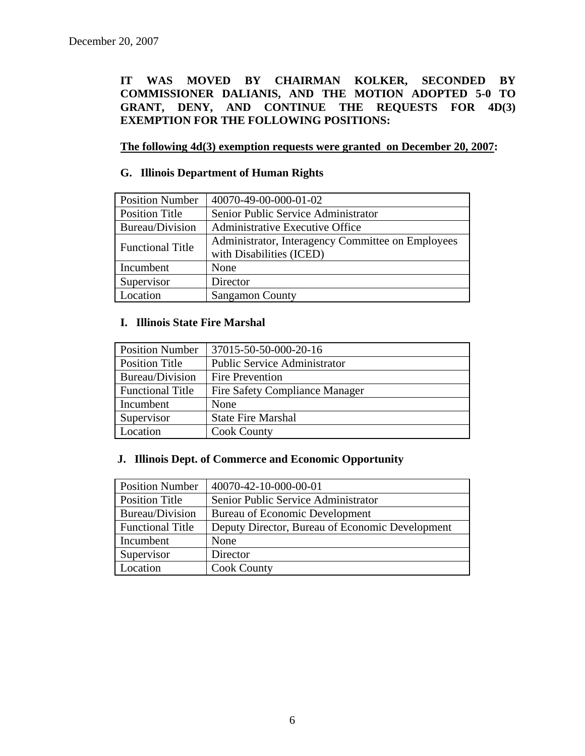December 20, 2007

**IT WAS MOVED BY CHAIRMAN KOLKER, SECONDED BY COMMISSIONER DALIANIS, AND THE MOTION ADOPTED 5-0 TO GRANT, DENY, AND CONTINUE THE REQUESTS FOR 4D(3) EXEMPTION FOR THE FOLLOWING POSITIONS:**

**<u>The following 4d(3) exemption requests were granted on December 20, 2007</u>:**

### G. Illinois Department of Human Rights

| Position Number | 40070-49-00-000-01-02 |
|---|---|
| Position Title | Senior Public Service Administrator |
| Bureau/Division | Administrative Executive Office |
| Functional Title | Administrator, Interagency Committee on Employees with Disabilities (ICED) |
| Incumbent | None |
| Supervisor | Director |
| Location | Sangamon County |

### I. Illinois State Fire Marshal

| Position Number | 37015-50-50-000-20-16 |
|---|---|
| Position Title | Public Service Administrator |
| Bureau/Division | Fire Prevention |
| Functional Title | Fire Safety Compliance Manager |
| Incumbent | None |
| Supervisor | State Fire Marshal |
| Location | Cook County |

### J. Illinois Dept. of Commerce and Economic Opportunity

| Position Number | 40070-42-10-000-00-01 |
|---|---|
| Position Title | Senior Public Service Administrator |
| Bureau/Division | Bureau of Economic Development |
| Functional Title | Deputy Director, Bureau of Economic Development |
| Incumbent | None |
| Supervisor | Director |
| Location | Cook County |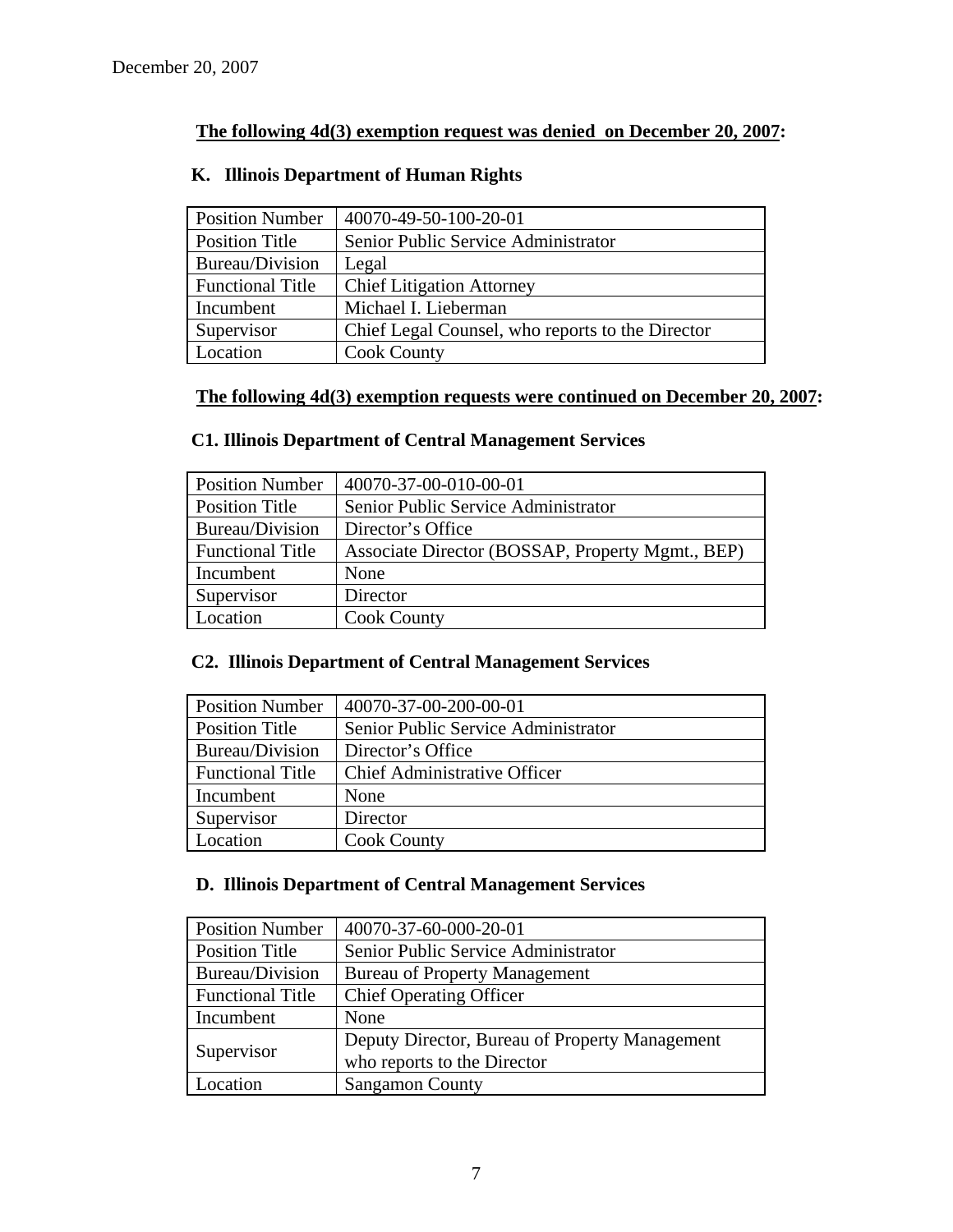December 20, 2007

**The following 4d(3) exemption request was denied on December 20, 2007:**

**K. Illinois Department of Human Rights**

| Position Number | 40070-49-50-100-20-01 |
|---|---|
| Position Title | Senior Public Service Administrator |
| Bureau/Division | Legal |
| Functional Title | Chief Litigation Attorney |
| Incumbent | Michael I. Lieberman |
| Supervisor | Chief Legal Counsel, who reports to the Director |
| Location | Cook County |

**The following 4d(3) exemption requests were continued on December 20, 2007:**

**C1. Illinois Department of Central Management Services**

| Position Number | 40070-37-00-010-00-01 |
|---|---|
| Position Title | Senior Public Service Administrator |
| Bureau/Division | Director's Office |
| Functional Title | Associate Director (BOSSAP, Property Mgmt., BEP) |
| Incumbent | None |
| Supervisor | Director |
| Location | Cook County |

**C2. Illinois Department of Central Management Services**

| Position Number | 40070-37-00-200-00-01 |
|---|---|
| Position Title | Senior Public Service Administrator |
| Bureau/Division | Director's Office |
| Functional Title | Chief Administrative Officer |
| Incumbent | None |
| Supervisor | Director |
| Location | Cook County |

**D. Illinois Department of Central Management Services**

| Position Number | 40070-37-60-000-20-01 |
|---|---|
| Position Title | Senior Public Service Administrator |
| Bureau/Division | Bureau of Property Management |
| Functional Title | Chief Operating Officer |
| Incumbent | None |
| Supervisor | Deputy Director, Bureau of Property Management who reports to the Director |
| Location | Sangamon County |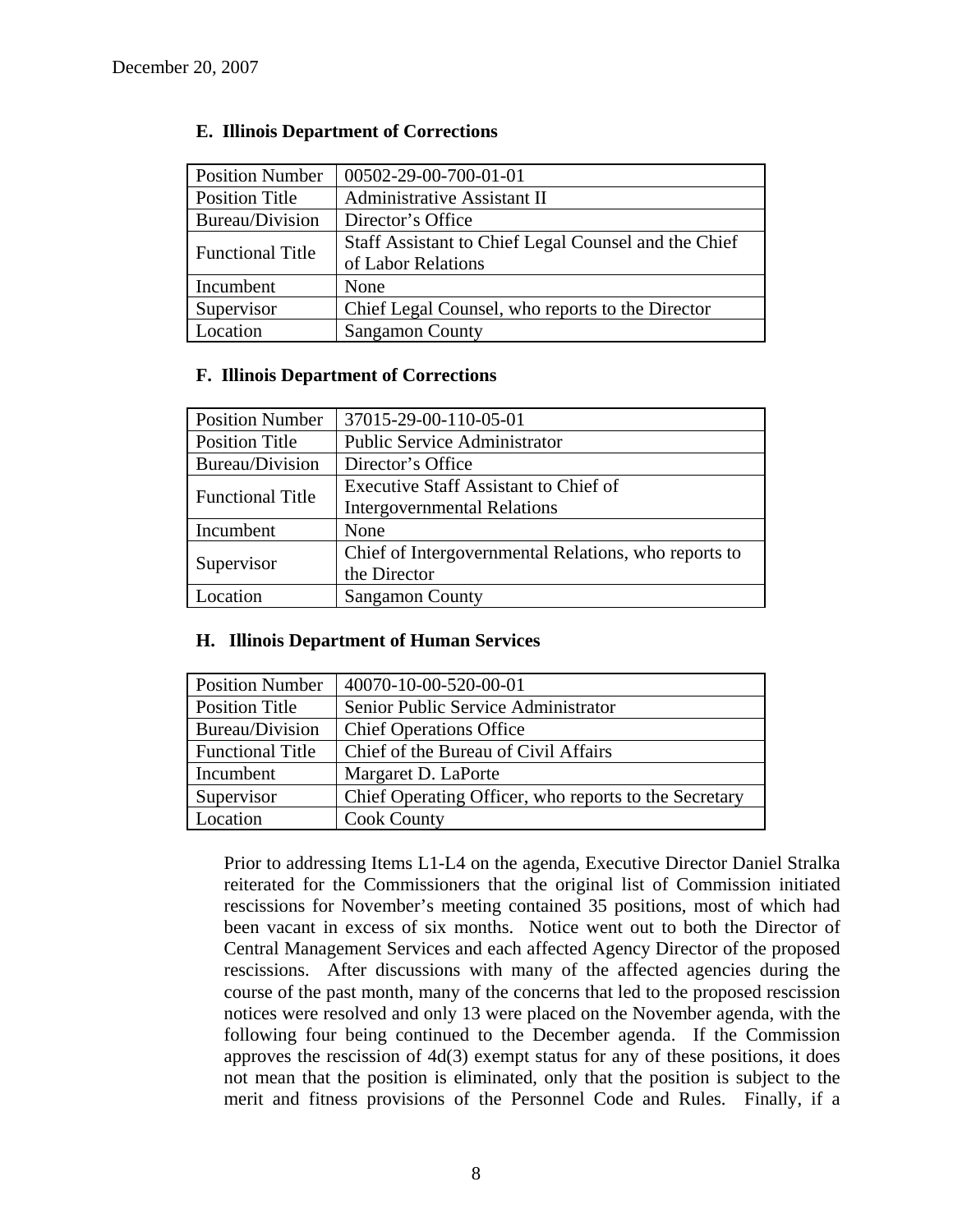December 20, 2007

**E. Illinois Department of Corrections**

| Position Number | 00502-29-00-700-01-01 |
|---|---|
| Position Title | Administrative Assistant II |
| Bureau/Division | Director's Office |
| Functional Title | Staff Assistant to Chief Legal Counsel and the Chief of Labor Relations |
| Incumbent | None |
| Supervisor | Chief Legal Counsel, who reports to the Director |
| Location | Sangamon County |

**F. Illinois Department of Corrections**

| Position Number | 37015-29-00-110-05-01 |
|---|---|
| Position Title | Public Service Administrator |
| Bureau/Division | Director's Office |
| Functional Title | Executive Staff Assistant to Chief of Intergovernmental Relations |
| Incumbent | None |
| Supervisor | Chief of Intergovernmental Relations, who reports to the Director |
| Location | Sangamon County |

**H. Illinois Department of Human Services**

| Position Number | 40070-10-00-520-00-01 |
|---|---|
| Position Title | Senior Public Service Administrator |
| Bureau/Division | Chief Operations Office |
| Functional Title | Chief of the Bureau of Civil Affairs |
| Incumbent | Margaret D. LaPorte |
| Supervisor | Chief Operating Officer, who reports to the Secretary |
| Location | Cook County |

Prior to addressing Items L1-L4 on the agenda, Executive Director Daniel Stralka reiterated for the Commissioners that the original list of Commission initiated rescissions for November's meeting contained 35 positions, most of which had been vacant in excess of six months. Notice went out to both the Director of Central Management Services and each affected Agency Director of the proposed rescissions. After discussions with many of the affected agencies during the course of the past month, many of the concerns that led to the proposed rescission notices were resolved and only 13 were placed on the November agenda, with the following four being continued to the December agenda. If the Commission approves the rescission of 4d(3) exempt status for any of these positions, it does not mean that the position is eliminated, only that the position is subject to the merit and fitness provisions of the Personnel Code and Rules. Finally, if a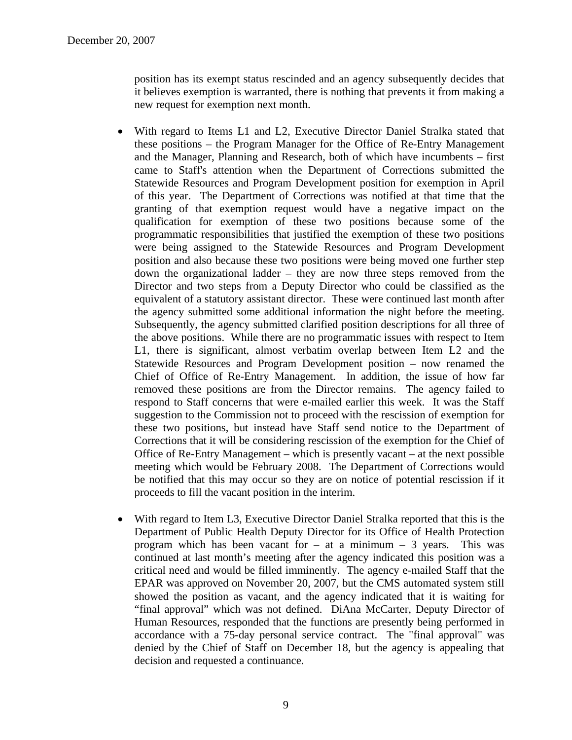position has its exempt status rescinded and an agency subsequently decides that it believes exemption is warranted, there is nothing that prevents it from making a new request for exemption next month.

- With regard to Items L1 and L2, Executive Director Daniel Stralka stated that these positions – the Program Manager for the Office of Re-Entry Management and the Manager, Planning and Research, both of which have incumbents – first came to Staff's attention when the Department of Corrections submitted the Statewide Resources and Program Development position for exemption in April of this year. The Department of Corrections was notified at that time that the granting of that exemption request would have a negative impact on the qualification for exemption of these two positions because some of the programmatic responsibilities that justified the exemption of these two positions were being assigned to the Statewide Resources and Program Development position and also because these two positions were being moved one further step down the organizational ladder – they are now three steps removed from the Director and two steps from a Deputy Director who could be classified as the equivalent of a statutory assistant director. These were continued last month after the agency submitted some additional information the night before the meeting. Subsequently, the agency submitted clarified position descriptions for all three of the above positions. While there are no programmatic issues with respect to Item L1, there is significant, almost verbatim overlap between Item L2 and the Statewide Resources and Program Development position – now renamed the Chief of Office of Re-Entry Management. In addition, the issue of how far removed these positions are from the Director remains. The agency failed to respond to Staff concerns that were e-mailed earlier this week. It was the Staff suggestion to the Commission not to proceed with the rescission of exemption for these two positions, but instead have Staff send notice to the Department of Corrections that it will be considering rescission of the exemption for the Chief of Office of Re-Entry Management – which is presently vacant – at the next possible meeting which would be February 2008. The Department of Corrections would be notified that this may occur so they are on notice of potential rescission if it proceeds to fill the vacant position in the interim.

- With regard to Item L3, Executive Director Daniel Stralka reported that this is the Department of Public Health Deputy Director for its Office of Health Protection program which has been vacant for – at a minimum – 3 years. This was continued at last month's meeting after the agency indicated this position was a critical need and would be filled imminently. The agency e-mailed Staff that the EPAR was approved on November 20, 2007, but the CMS automated system still showed the position as vacant, and the agency indicated that it is waiting for "final approval" which was not defined. DiAna McCarter, Deputy Director of Human Resources, responded that the functions are presently being performed in accordance with a 75-day personal service contract. The "final approval" was denied by the Chief of Staff on December 18, but the agency is appealing that decision and requested a continuance.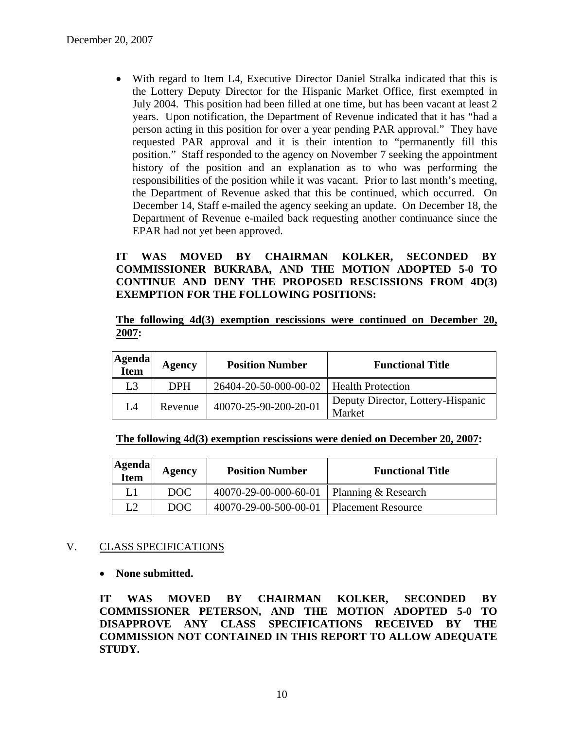- With regard to Item L4, Executive Director Daniel Stralka indicated that this is the Lottery Deputy Director for the Hispanic Market Office, first exempted in July 2004. This position had been filled at one time, but has been vacant at least 2 years. Upon notification, the Department of Revenue indicated that it has "had a person acting in this position for over a year pending PAR approval." They have requested PAR approval and it is their intention to "permanently fill this position." Staff responded to the agency on November 7 seeking the appointment history of the position and an explanation as to who was performing the responsibilities of the position while it was vacant. Prior to last month's meeting, the Department of Revenue asked that this be continued, which occurred. On December 14, Staff e-mailed the agency seeking an update. On December 18, the Department of Revenue e-mailed back requesting another continuance since the EPAR had not yet been approved.

**IT WAS MOVED BY CHAIRMAN KOLKER, SECONDED BY COMMISSIONER BUKRABA, AND THE MOTION ADOPTED 5-0 TO CONTINUE AND DENY THE PROPOSED RESCISSIONS FROM 4D(3) EXEMPTION FOR THE FOLLOWING POSITIONS:**

**The following 4d(3) exemption rescissions were continued on December 20, 2007:**

| Agenda Item | Agency | Position Number | Functional Title |
|---|---|---|---|
| L3 | DPH | 26404-20-50-000-00-02 | Health Protection |
| L4 | Revenue | 40070-25-90-200-20-01 | Deputy Director, Lottery-Hispanic Market |

**The following 4d(3) exemption rescissions were denied on December 20, 2007:**

| Agenda Item | Agency | Position Number | Functional Title |
|---|---|---|---|
| L1 | DOC | 40070-29-00-000-60-01 | Planning & Research |
| L2 | DOC | 40070-29-00-500-00-01 | Placement Resource |

## V. CLASS SPECIFICATIONS

- **None submitted.**

**IT WAS MOVED BY CHAIRMAN KOLKER, SECONDED BY COMMISSIONER PETERSON, AND THE MOTION ADOPTED 5-0 TO DISAPPROVE ANY CLASS SPECIFICATIONS RECEIVED BY THE COMMISSION NOT CONTAINED IN THIS REPORT TO ALLOW ADEQUATE STUDY.**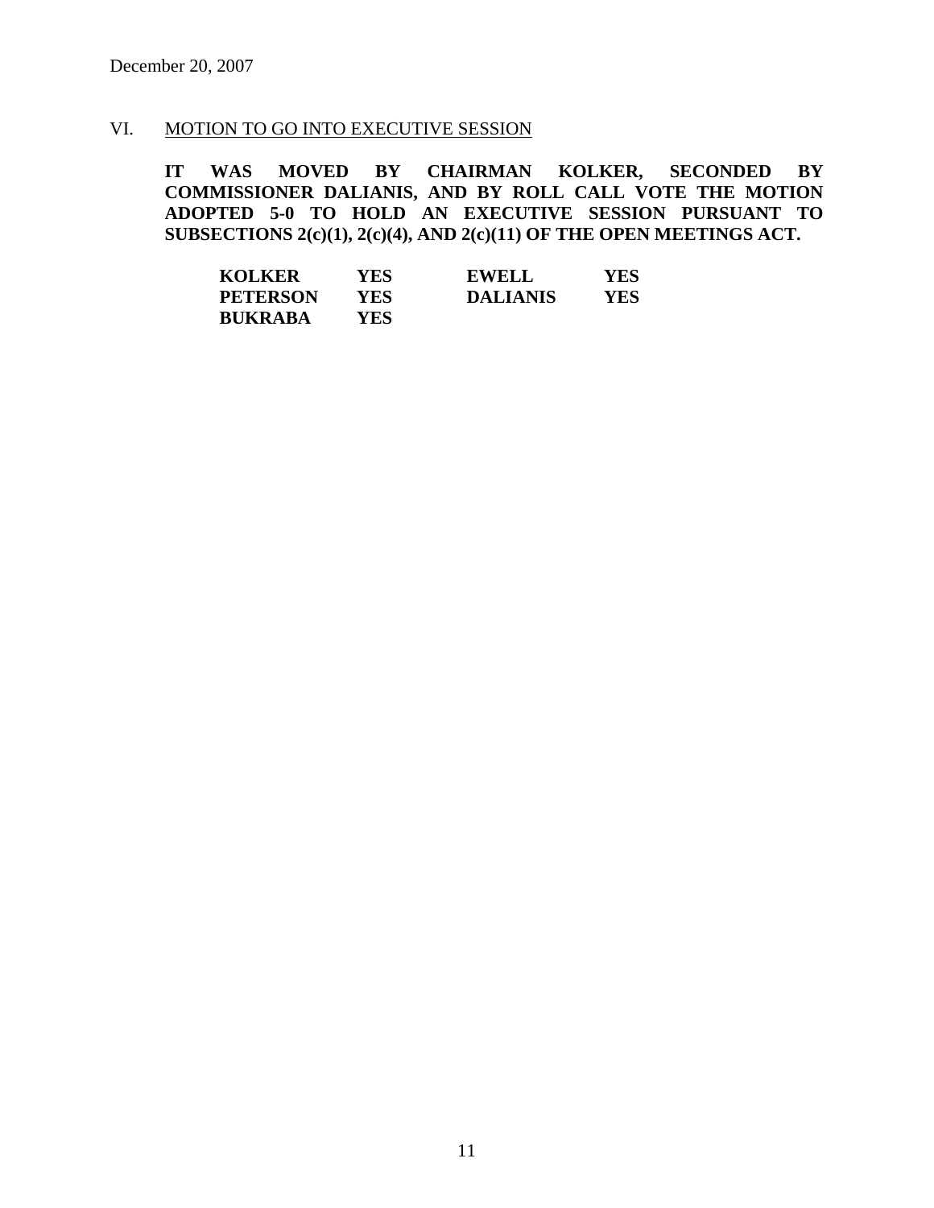December 20, 2007

## VI. MOTION TO GO INTO EXECUTIVE SESSION

**IT WAS MOVED BY CHAIRMAN KOLKER, SECONDED BY COMMISSIONER DALIANIS, AND BY ROLL CALL VOTE THE MOTION ADOPTED 5-0 TO HOLD AN EXECUTIVE SESSION PURSUANT TO SUBSECTIONS 2(c)(1), 2(c)(4), AND 2(c)(11) OF THE OPEN MEETINGS ACT.**

| | | | |
|---|---|---|---|
| **KOLKER** | **YES** | **EWELL** | **YES** |
| **PETERSON** | **YES** | **DALIANIS** | **YES** |
| **BUKRABA** | **YES** | | |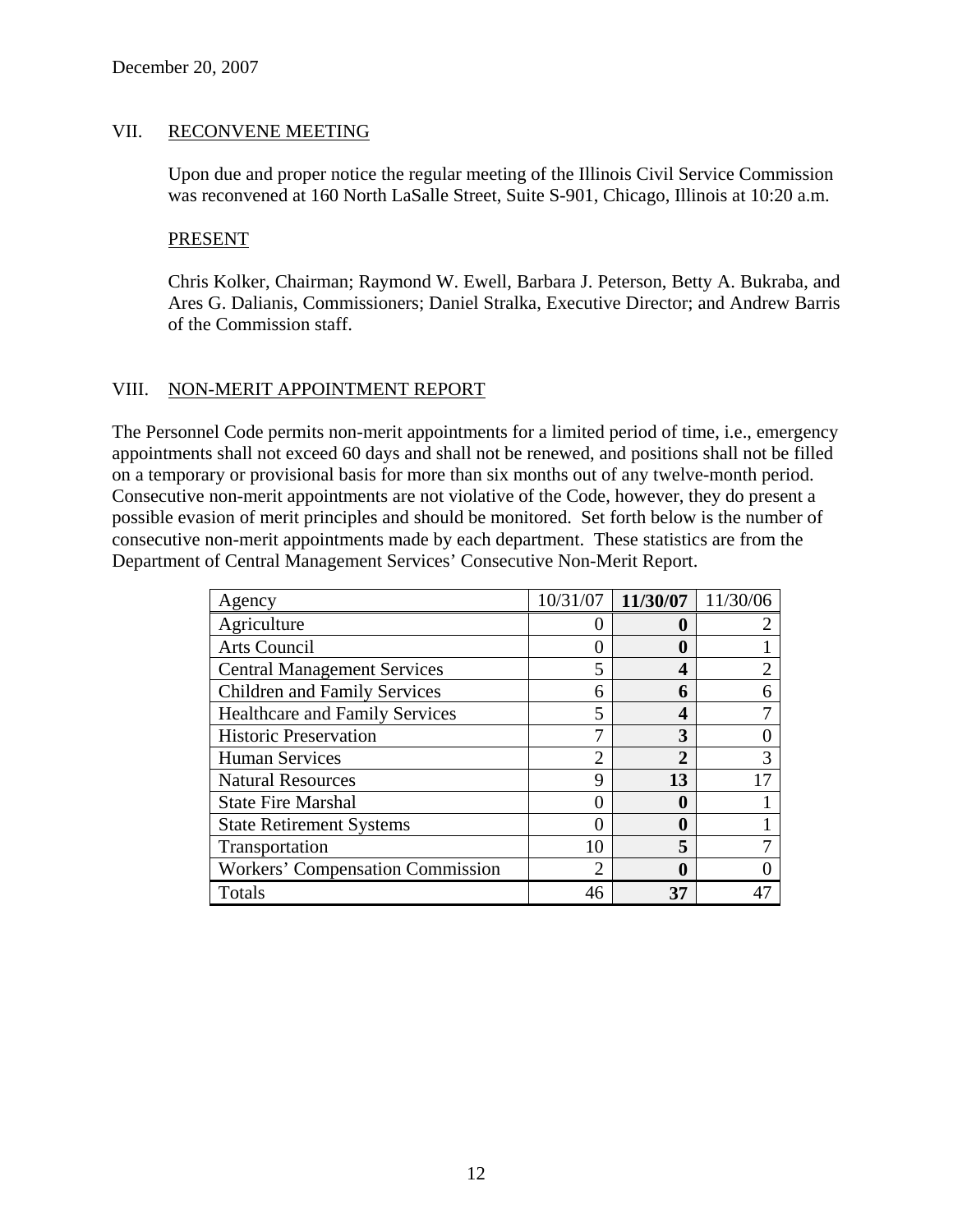December 20, 2007

## VII. RECONVENE MEETING

Upon due and proper notice the regular meeting of the Illinois Civil Service Commission was reconvened at 160 North LaSalle Street, Suite S-901, Chicago, Illinois at 10:20 a.m.

### PRESENT

Chris Kolker, Chairman; Raymond W. Ewell, Barbara J. Peterson, Betty A. Bukraba, and Ares G. Dalianis, Commissioners; Daniel Stralka, Executive Director; and Andrew Barris of the Commission staff.

## VIII. NON-MERIT APPOINTMENT REPORT

The Personnel Code permits non-merit appointments for a limited period of time, i.e., emergency appointments shall not exceed 60 days and shall not be renewed, and positions shall not be filled on a temporary or provisional basis for more than six months out of any twelve-month period. Consecutive non-merit appointments are not violative of the Code, however, they do present a possible evasion of merit principles and should be monitored. Set forth below is the number of consecutive non-merit appointments made by each department. These statistics are from the Department of Central Management Services' Consecutive Non-Merit Report.

| Agency | 10/31/07 | **11/30/07** | 11/30/06 |
|---|---|---|---|
| Agriculture | 0 | **0** | 2 |
| Arts Council | 0 | **0** | 1 |
| Central Management Services | 5 | **4** | 2 |
| Children and Family Services | 6 | **6** | 6 |
| Healthcare and Family Services | 5 | **4** | 7 |
| Historic Preservation | 7 | **3** | 0 |
| Human Services | 2 | **2** | 3 |
| Natural Resources | 9 | **13** | 17 |
| State Fire Marshal | 0 | **0** | 1 |
| State Retirement Systems | 0 | **0** | 1 |
| Transportation | 10 | **5** | 7 |
| Workers' Compensation Commission | 2 | **0** | 0 |
| Totals | 46 | **37** | 47 |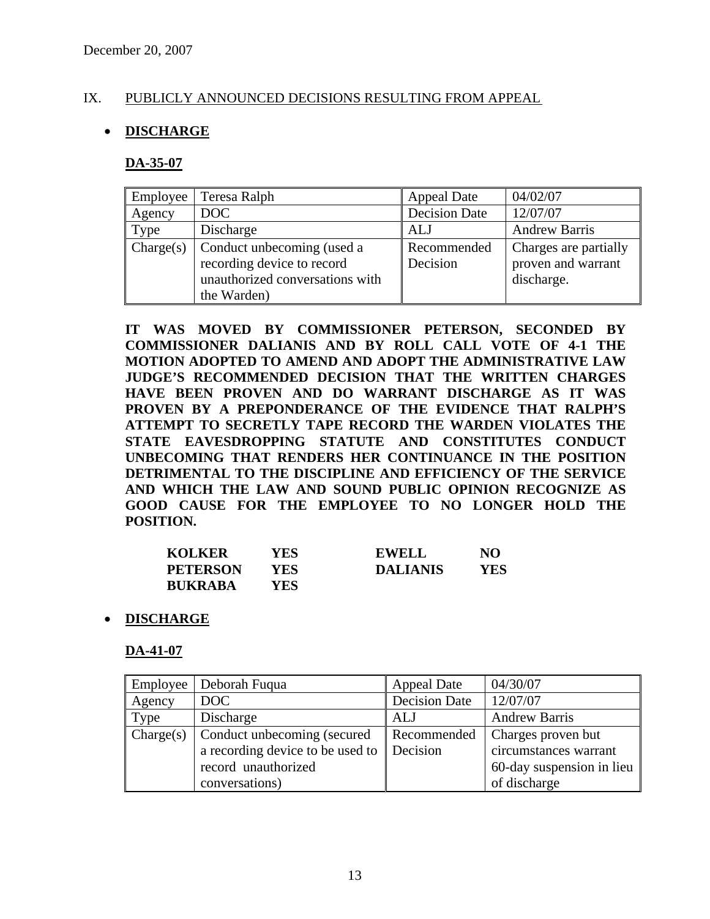December 20, 2007

## IX. PUBLICLY ANNOUNCED DECISIONS RESULTING FROM APPEAL

- **DISCHARGE**

### DA-35-07

| Employee | Teresa Ralph | Appeal Date | 04/02/07 |
|---|---|---|---|
| Agency | DOC | Decision Date | 12/07/07 |
| Type | Discharge | ALJ | Andrew Barris |
| Charge(s) | Conduct unbecoming (used a recording device to record unauthorized conversations with the Warden) | Recommended Decision | Charges are partially proven and warrant discharge. |

**IT WAS MOVED BY COMMISSIONER PETERSON, SECONDED BY COMMISSIONER DALIANIS AND BY ROLL CALL VOTE OF 4-1 THE MOTION ADOPTED TO AMEND AND ADOPT THE ADMINISTRATIVE LAW JUDGE'S RECOMMENDED DECISION THAT THE WRITTEN CHARGES HAVE BEEN PROVEN AND DO WARRANT DISCHARGE AS IT WAS PROVEN BY A PREPONDERANCE OF THE EVIDENCE THAT RALPH'S ATTEMPT TO SECRETLY TAPE RECORD THE WARDEN VIOLATES THE STATE EAVESDROPPING STATUTE AND CONSTITUTES CONDUCT UNBECOMING THAT RENDERS HER CONTINUANCE IN THE POSITION DETRIMENTAL TO THE DISCIPLINE AND EFFICIENCY OF THE SERVICE AND WHICH THE LAW AND SOUND PUBLIC OPINION RECOGNIZE AS GOOD CAUSE FOR THE EMPLOYEE TO NO LONGER HOLD THE POSITION.**

| | | | |
|---|---|---|---|
| **KOLKER** | **YES** | **EWELL** | **NO** |
| **PETERSON** | **YES** | **DALIANIS** | **YES** |
| **BUKRABA** | **YES** | | |

- **DISCHARGE**

### DA-41-07

| Employee | Deborah Fuqua | Appeal Date | 04/30/07 |
|---|---|---|---|
| Agency | DOC | Decision Date | 12/07/07 |
| Type | Discharge | ALJ | Andrew Barris |
| Charge(s) | Conduct unbecoming (secured a recording device to be used to record unauthorized conversations) | Recommended Decision | Charges proven but circumstances warrant 60-day suspension in lieu of discharge |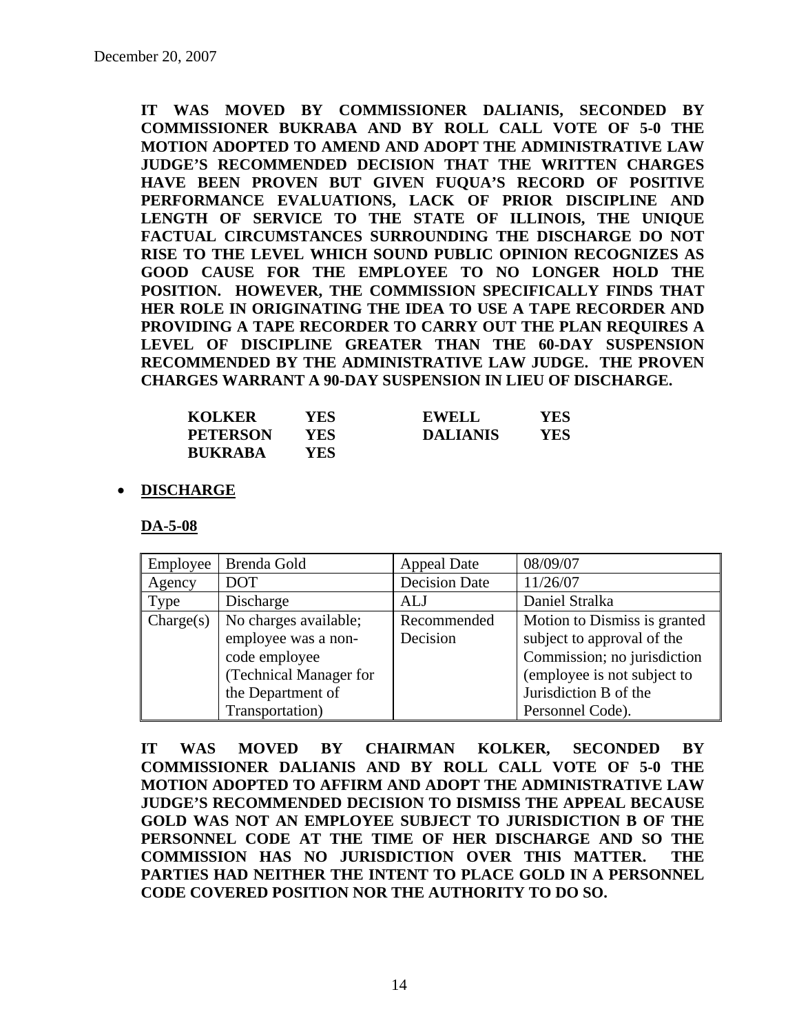December 20, 2007

**IT WAS MOVED BY COMMISSIONER DALIANIS, SECONDED BY COMMISSIONER BUKRABA AND BY ROLL CALL VOTE OF 5-0 THE MOTION ADOPTED TO AMEND AND ADOPT THE ADMINISTRATIVE LAW JUDGE'S RECOMMENDED DECISION THAT THE WRITTEN CHARGES HAVE BEEN PROVEN BUT GIVEN FUQUA'S RECORD OF POSITIVE PERFORMANCE EVALUATIONS, LACK OF PRIOR DISCIPLINE AND LENGTH OF SERVICE TO THE STATE OF ILLINOIS, THE UNIQUE FACTUAL CIRCUMSTANCES SURROUNDING THE DISCHARGE DO NOT RISE TO THE LEVEL WHICH SOUND PUBLIC OPINION RECOGNIZES AS GOOD CAUSE FOR THE EMPLOYEE TO NO LONGER HOLD THE POSITION. HOWEVER, THE COMMISSION SPECIFICALLY FINDS THAT HER ROLE IN ORIGINATING THE IDEA TO USE A TAPE RECORDER AND PROVIDING A TAPE RECORDER TO CARRY OUT THE PLAN REQUIRES A LEVEL OF DISCIPLINE GREATER THAN THE 60-DAY SUSPENSION RECOMMENDED BY THE ADMINISTRATIVE LAW JUDGE. THE PROVEN CHARGES WARRANT A 90-DAY SUSPENSION IN LIEU OF DISCHARGE.**

| | | | |
|---|---|---|---|
| **KOLKER** | **YES** | **EWELL** | **YES** |
| **PETERSON** | **YES** | **DALIANIS** | **YES** |
| **BUKRABA** | **YES** | | |

- **DISCHARGE**

**DA-5-08**

| Employee | Brenda Gold | Appeal Date | 08/09/07 |
|---|---|---|---|
| Agency | DOT | Decision Date | 11/26/07 |
| Type | Discharge | ALJ | Daniel Stralka |
| Charge(s) | No charges available; employee was a non-code employee (Technical Manager for the Department of Transportation) | Recommended Decision | Motion to Dismiss is granted subject to approval of the Commission; no jurisdiction (employee is not subject to Jurisdiction B of the Personnel Code). |

**IT WAS MOVED BY CHAIRMAN KOLKER, SECONDED BY COMMISSIONER DALIANIS AND BY ROLL CALL VOTE OF 5-0 THE MOTION ADOPTED TO AFFIRM AND ADOPT THE ADMINISTRATIVE LAW JUDGE'S RECOMMENDED DECISION TO DISMISS THE APPEAL BECAUSE GOLD WAS NOT AN EMPLOYEE SUBJECT TO JURISDICTION B OF THE PERSONNEL CODE AT THE TIME OF HER DISCHARGE AND SO THE COMMISSION HAS NO JURISDICTION OVER THIS MATTER. THE PARTIES HAD NEITHER THE INTENT TO PLACE GOLD IN A PERSONNEL CODE COVERED POSITION NOR THE AUTHORITY TO DO SO.**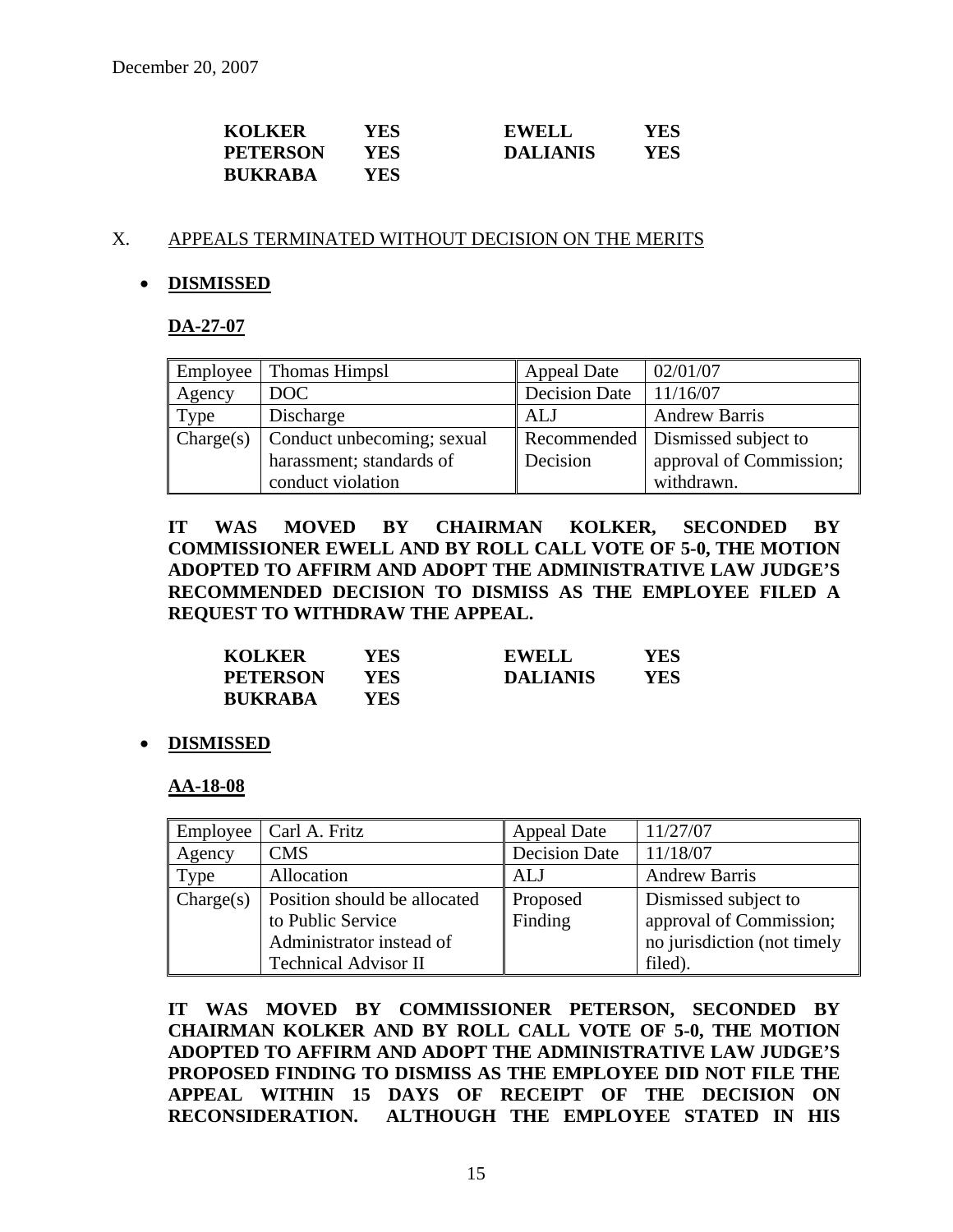| | | | |
|---|---|---|---|
| **KOLKER** | **YES** | **EWELL** | **YES** |
| **PETERSON** | **YES** | **DALIANIS** | **YES** |
| **BUKRABA** | **YES** | | |

X. APPEALS TERMINATED WITHOUT DECISION ON THE MERITS

- **DISMISSED**

**DA-27-07**

| Employee | Thomas Himpsl | Appeal Date | 02/01/07 |
|---|---|---|---|
| Agency | DOC | Decision Date | 11/16/07 |
| Type | Discharge | ALJ | Andrew Barris |
| Charge(s) | Conduct unbecoming; sexual harassment; standards of conduct violation | Recommended Decision | Dismissed subject to approval of Commission; withdrawn. |

**IT WAS MOVED BY CHAIRMAN KOLKER, SECONDED BY COMMISSIONER EWELL AND BY ROLL CALL VOTE OF 5-0, THE MOTION ADOPTED TO AFFIRM AND ADOPT THE ADMINISTRATIVE LAW JUDGE'S RECOMMENDED DECISION TO DISMISS AS THE EMPLOYEE FILED A REQUEST TO WITHDRAW THE APPEAL.**

| | | | |
|---|---|---|---|
| **KOLKER** | **YES** | **EWELL** | **YES** |
| **PETERSON** | **YES** | **DALIANIS** | **YES** |
| **BUKRABA** | **YES** | | |

- **DISMISSED**

**AA-18-08**

| Employee | Carl A. Fritz | Appeal Date | 11/27/07 |
|---|---|---|---|
| Agency | CMS | Decision Date | 11/18/07 |
| Type | Allocation | ALJ | Andrew Barris |
| Charge(s) | Position should be allocated to Public Service Administrator instead of Technical Advisor II | Proposed Finding | Dismissed subject to approval of Commission; no jurisdiction (not timely filed). |

**IT WAS MOVED BY COMMISSIONER PETERSON, SECONDED BY CHAIRMAN KOLKER AND BY ROLL CALL VOTE OF 5-0, THE MOTION ADOPTED TO AFFIRM AND ADOPT THE ADMINISTRATIVE LAW JUDGE'S PROPOSED FINDING TO DISMISS AS THE EMPLOYEE DID NOT FILE THE APPEAL WITHIN 15 DAYS OF RECEIPT OF THE DECISION ON RECONSIDERATION. ALTHOUGH THE EMPLOYEE STATED IN HIS**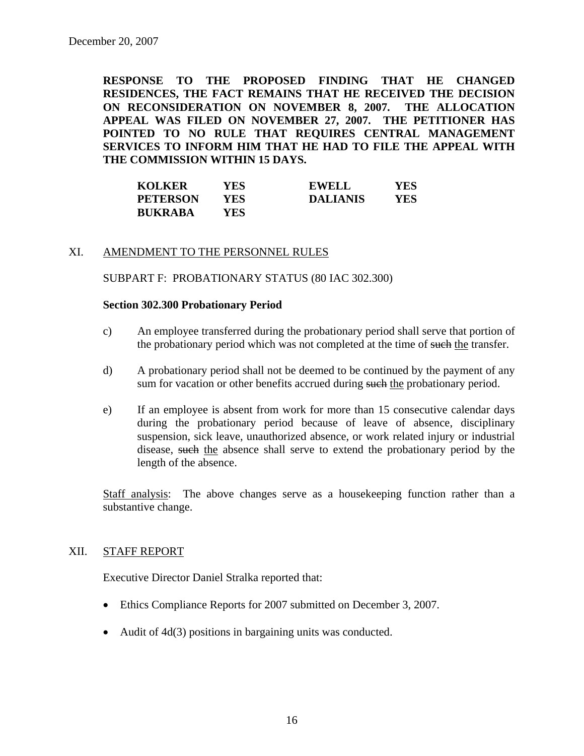December 20, 2007

**RESPONSE TO THE PROPOSED FINDING THAT HE CHANGED RESIDENCES, THE FACT REMAINS THAT HE RECEIVED THE DECISION ON RECONSIDERATION ON NOVEMBER 8, 2007. THE ALLOCATION APPEAL WAS FILED ON NOVEMBER 27, 2007. THE PETITIONER HAS POINTED TO NO RULE THAT REQUIRES CENTRAL MANAGEMENT SERVICES TO INFORM HIM THAT HE HAD TO FILE THE APPEAL WITH THE COMMISSION WITHIN 15 DAYS.**

| | | | |
|---|---|---|---|
| **KOLKER** | **YES** | **EWELL** | **YES** |
| **PETERSON** | **YES** | **DALIANIS** | **YES** |
| **BUKRABA** | **YES** | | |

## XI. AMENDMENT TO THE PERSONNEL RULES

SUBPART F: PROBATIONARY STATUS (80 IAC 302.300)

**Section 302.300 Probationary Period**

c) An employee transferred during the probationary period shall serve that portion of the probationary period which was not completed at the time of ~~such~~ the transfer.

d) A probationary period shall not be deemed to be continued by the payment of any sum for vacation or other benefits accrued during ~~such~~ the probationary period.

e) If an employee is absent from work for more than 15 consecutive calendar days during the probationary period because of leave of absence, disciplinary suspension, sick leave, unauthorized absence, or work related injury or industrial disease, ~~such~~ the absence shall serve to extend the probationary period by the length of the absence.

Staff analysis: The above changes serve as a housekeeping function rather than a substantive change.

## XII. STAFF REPORT

Executive Director Daniel Stralka reported that:

- Ethics Compliance Reports for 2007 submitted on December 3, 2007.
- Audit of 4d(3) positions in bargaining units was conducted.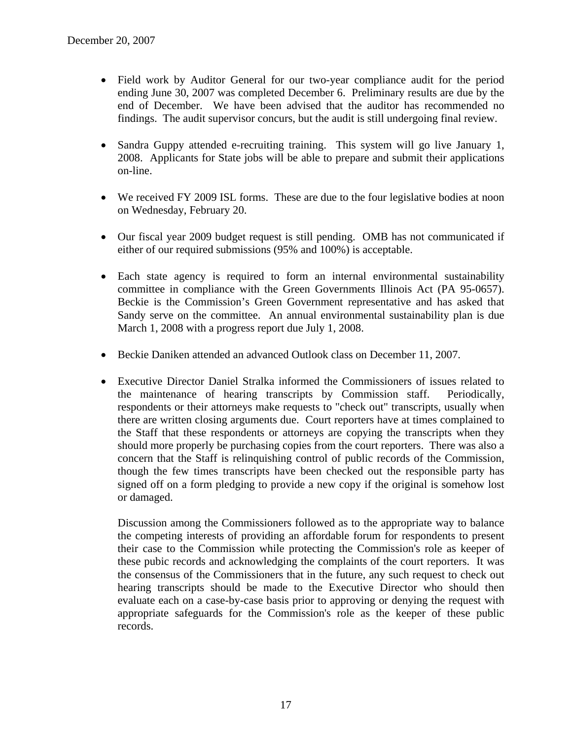- Field work by Auditor General for our two-year compliance audit for the period ending June 30, 2007 was completed December 6. Preliminary results are due by the end of December. We have been advised that the auditor has recommended no findings. The audit supervisor concurs, but the audit is still undergoing final review.

- Sandra Guppy attended e-recruiting training. This system will go live January 1, 2008. Applicants for State jobs will be able to prepare and submit their applications on-line.

- We received FY 2009 ISL forms. These are due to the four legislative bodies at noon on Wednesday, February 20.

- Our fiscal year 2009 budget request is still pending. OMB has not communicated if either of our required submissions (95% and 100%) is acceptable.

- Each state agency is required to form an internal environmental sustainability committee in compliance with the Green Governments Illinois Act (PA 95-0657). Beckie is the Commission's Green Government representative and has asked that Sandy serve on the committee. An annual environmental sustainability plan is due March 1, 2008 with a progress report due July 1, 2008.

- Beckie Daniken attended an advanced Outlook class on December 11, 2007.

- Executive Director Daniel Stralka informed the Commissioners of issues related to the maintenance of hearing transcripts by Commission staff. Periodically, respondents or their attorneys make requests to "check out" transcripts, usually when there are written closing arguments due. Court reporters have at times complained to the Staff that these respondents or attorneys are copying the transcripts when they should more properly be purchasing copies from the court reporters. There was also a concern that the Staff is relinquishing control of public records of the Commission, though the few times transcripts have been checked out the responsible party has signed off on a form pledging to provide a new copy if the original is somehow lost or damaged.

  Discussion among the Commissioners followed as to the appropriate way to balance the competing interests of providing an affordable forum for respondents to present their case to the Commission while protecting the Commission's role as keeper of these pubic records and acknowledging the complaints of the court reporters. It was the consensus of the Commissioners that in the future, any such request to check out hearing transcripts should be made to the Executive Director who should then evaluate each on a case-by-case basis prior to approving or denying the request with appropriate safeguards for the Commission's role as the keeper of these public records.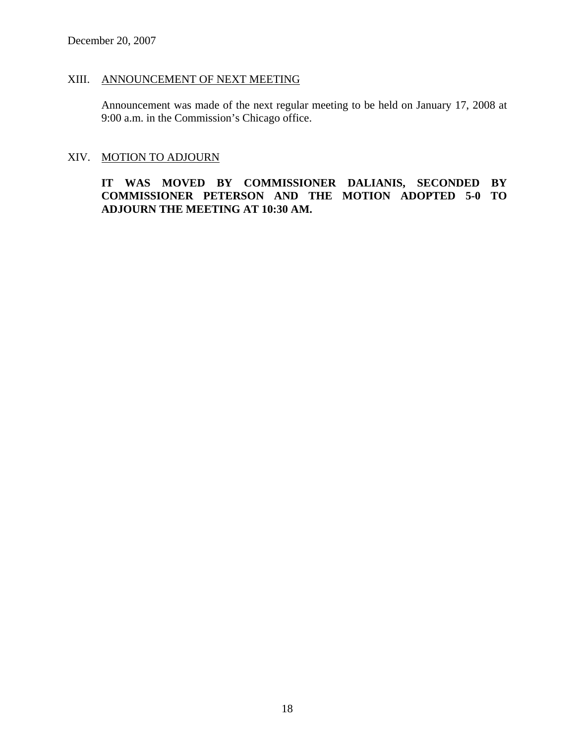## XIII. ANNOUNCEMENT OF NEXT MEETING

Announcement was made of the next regular meeting to be held on January 17, 2008 at 9:00 a.m. in the Commission's Chicago office.

## XIV. MOTION TO ADJOURN

**IT WAS MOVED BY COMMISSIONER DALIANIS, SECONDED BY COMMISSIONER PETERSON AND THE MOTION ADOPTED 5-0 TO ADJOURN THE MEETING AT 10:30 AM.**